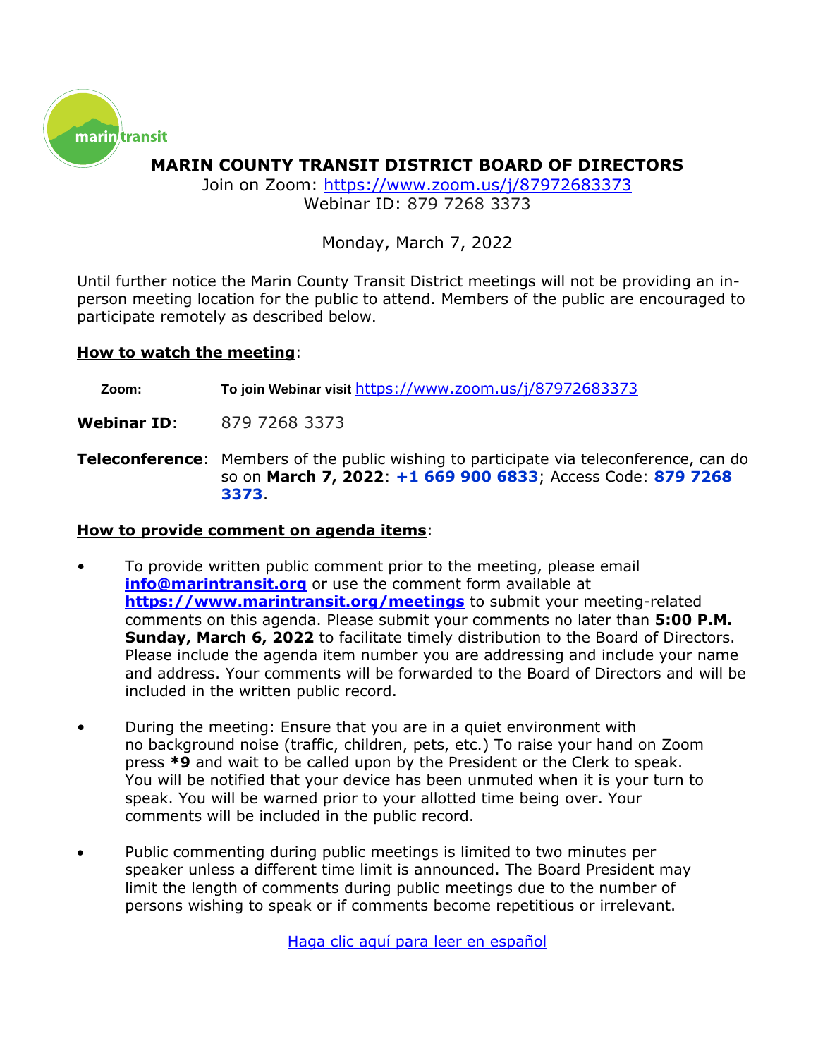marin transit

# MARIN COUNTY TRANSIT DISTRICT BOARD OF DIRECTORS

Join on Zoom: https://www.zoom.us/j/87972683373
Webinar ID: 879 7268 3373

Monday, March 7, 2022

Until further notice the Marin County Transit District meetings will not be providing an in-person meeting location for the public to attend. Members of the public are encouraged to participate remotely as described below.

**How to watch the meeting**:

**Zoom:** **To join Webinar visit** https://www.zoom.us/j/87972683373

**Webinar ID**: 879 7268 3373

**Teleconference**: Members of the public wishing to participate via teleconference, can do so on **March 7, 2022**: **+1 669 900 6833**; Access Code: **879 7268 3373**.

**How to provide comment on agenda items**:

- To provide written public comment prior to the meeting, please email **info@marintransit.org** or use the comment form available at **https://www.marintransit.org/meetings** to submit your meeting-related comments on this agenda. Please submit your comments no later than **5:00 P.M. Sunday, March 6, 2022** to facilitate timely distribution to the Board of Directors. Please include the agenda item number you are addressing and include your name and address. Your comments will be forwarded to the Board of Directors and will be included in the written public record.

- During the meeting: Ensure that you are in a quiet environment with no background noise (traffic, children, pets, etc.) To raise your hand on Zoom press **\*9** and wait to be called upon by the President or the Clerk to speak. You will be notified that your device has been unmuted when it is your turn to speak. You will be warned prior to your allotted time being over. Your comments will be included in the public record.

- Public commenting during public meetings is limited to two minutes per speaker unless a different time limit is announced. The Board President may limit the length of comments during public meetings due to the number of persons wishing to speak or if comments become repetitious or irrelevant.

Haga clic aquí para leer en español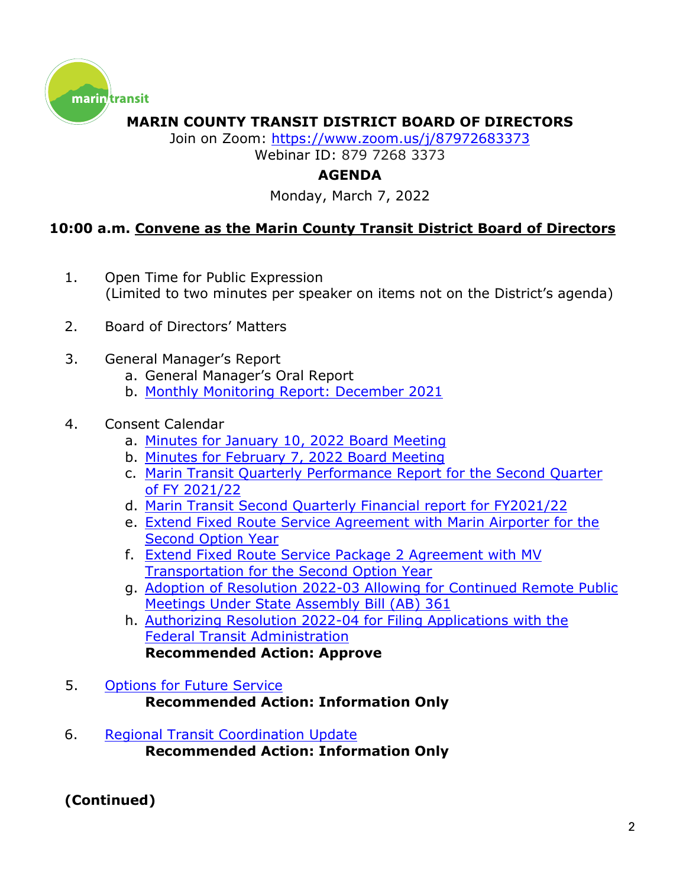# MARIN COUNTY TRANSIT DISTRICT BOARD OF DIRECTORS

Join on Zoom: https://www.zoom.us/j/87972683373

Webinar ID: 879 7268 3373

## AGENDA

Monday, March 7, 2022

**10:00 a.m. Convene as the Marin County Transit District Board of Directors**

1. Open Time for Public Expression
   (Limited to two minutes per speaker on items not on the District's agenda)

2. Board of Directors' Matters

3. General Manager's Report
   a. General Manager's Oral Report
   b. Monthly Monitoring Report: December 2021

4. Consent Calendar
   a. Minutes for January 10, 2022 Board Meeting
   b. Minutes for February 7, 2022 Board Meeting
   c. Marin Transit Quarterly Performance Report for the Second Quarter of FY 2021/22
   d. Marin Transit Second Quarterly Financial report for FY2021/22
   e. Extend Fixed Route Service Agreement with Marin Airporter for the Second Option Year
   f. Extend Fixed Route Service Package 2 Agreement with MV Transportation for the Second Option Year
   g. Adoption of Resolution 2022-03 Allowing for Continued Remote Public Meetings Under State Assembly Bill (AB) 361
   h. Authorizing Resolution 2022-04 for Filing Applications with the Federal Transit Administration

   **Recommended Action: Approve**

5. Options for Future Service

   **Recommended Action: Information Only**

6. Regional Transit Coordination Update

   **Recommended Action: Information Only**

**(Continued)**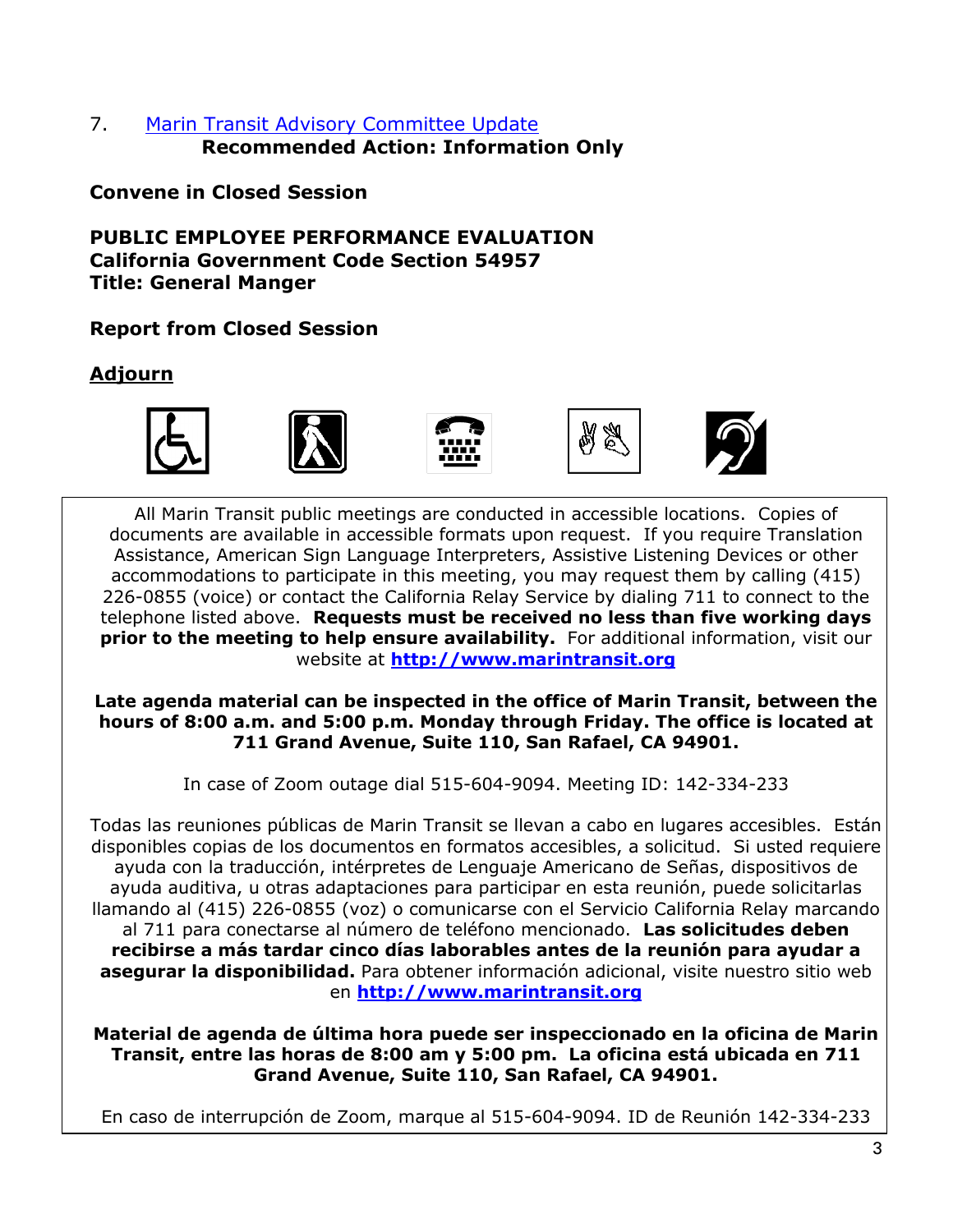7. [Marin Transit Advisory Committee Update](Marin Transit Advisory Committee Update)
   **Recommended Action: Information Only**

**Convene in Closed Session**

**PUBLIC EMPLOYEE PERFORMANCE EVALUATION**
**California Government Code Section 54957**
**Title: General Manger**

**Report from Closed Session**

**Adjourn**

All Marin Transit public meetings are conducted in accessible locations. Copies of documents are available in accessible formats upon request. If you require Translation Assistance, American Sign Language Interpreters, Assistive Listening Devices or other accommodations to participate in this meeting, you may request them by calling (415) 226-0855 (voice) or contact the California Relay Service by dialing 711 to connect to the telephone listed above. **Requests must be received no less than five working days prior to the meeting to help ensure availability.** For additional information, visit our website at **http://www.marintransit.org**

**Late agenda material can be inspected in the office of Marin Transit, between the hours of 8:00 a.m. and 5:00 p.m. Monday through Friday. The office is located at 711 Grand Avenue, Suite 110, San Rafael, CA 94901.**

In case of Zoom outage dial 515-604-9094. Meeting ID: 142-334-233

Todas las reuniones públicas de Marin Transit se llevan a cabo en lugares accesibles. Están disponibles copias de los documentos en formatos accesibles, a solicitud. Si usted requiere ayuda con la traducción, intérpretes de Lenguaje Americano de Señas, dispositivos de ayuda auditiva, u otras adaptaciones para participar en esta reunión, puede solicitarlas llamando al (415) 226-0855 (voz) o comunicarse con el Servicio California Relay marcando al 711 para conectarse al número de teléfono mencionado. **Las solicitudes deben recibirse a más tardar cinco días laborables antes de la reunión para ayudar a asegurar la disponibilidad.** Para obtener información adicional, visite nuestro sitio web en **http://www.marintransit.org**

**Material de agenda de última hora puede ser inspeccionado en la oficina de Marin Transit, entre las horas de 8:00 am y 5:00 pm. La oficina está ubicada en 711 Grand Avenue, Suite 110, San Rafael, CA 94901.**

En caso de interrupción de Zoom, marque al 515-604-9094. ID de Reunión 142-334-233